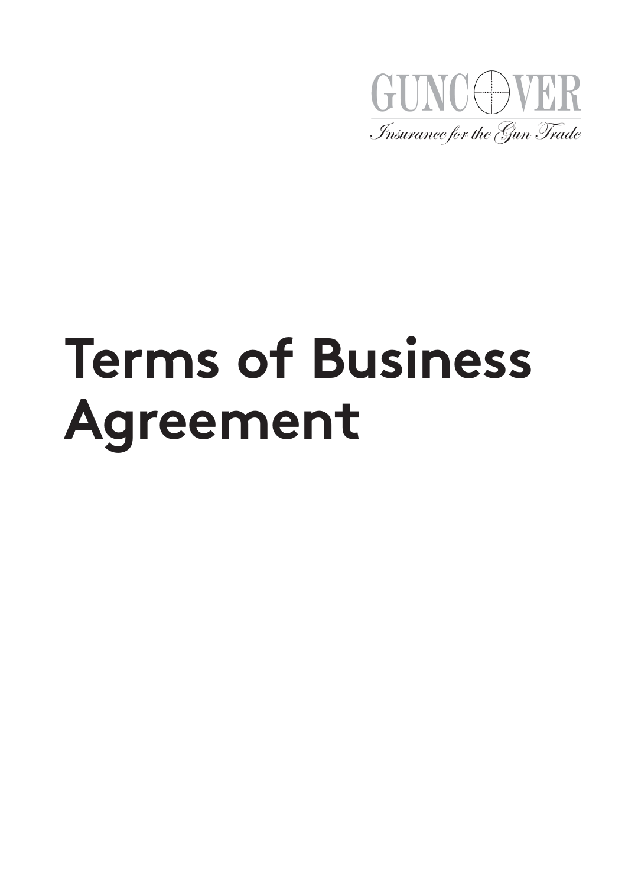GUNCOVER

*Insurance for the Gun Trade*

# Terms of Business Agreement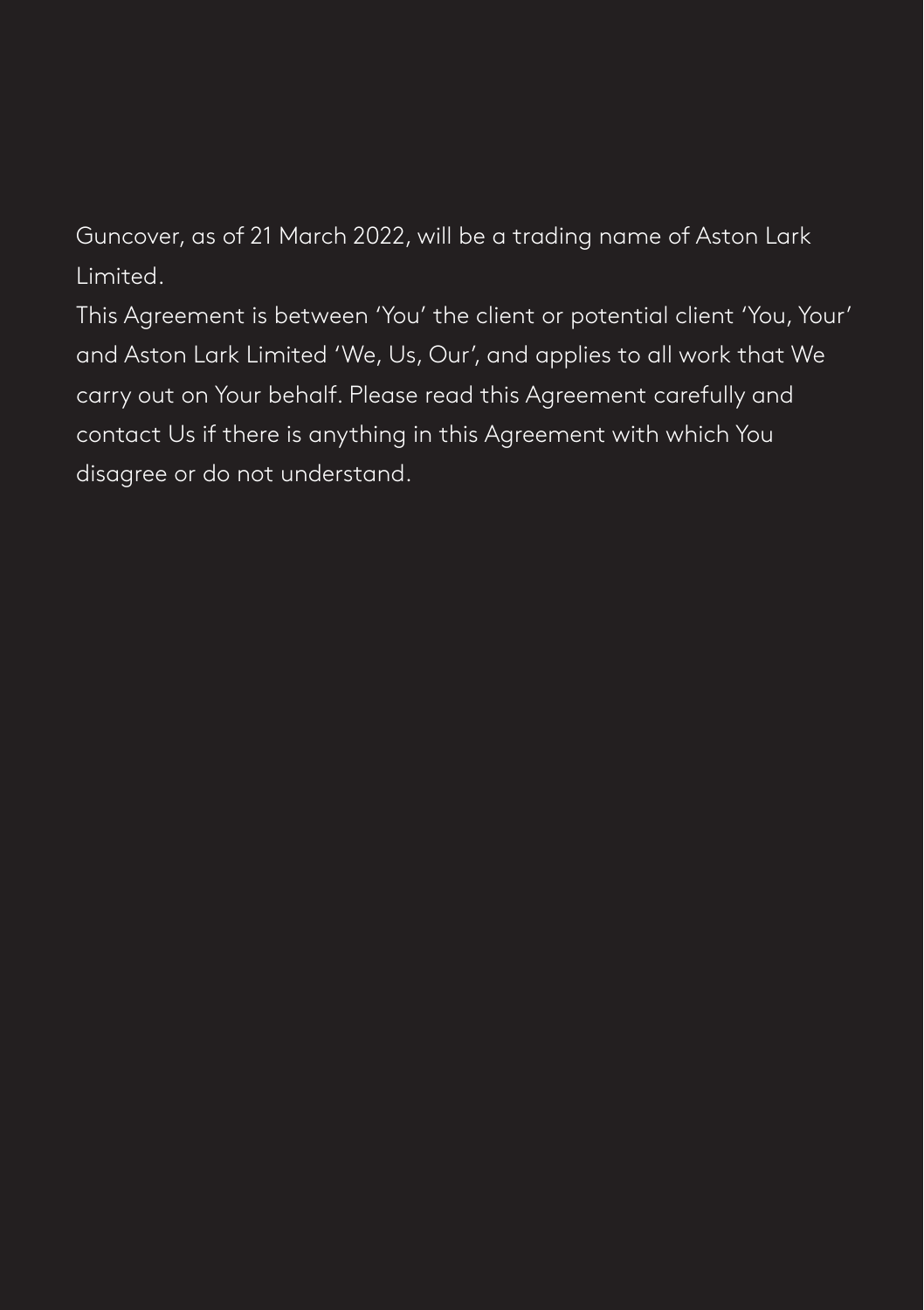Guncover, as of 21 March 2022, will be a trading name of Aston Lark Limited.

This Agreement is between 'You' the client or potential client 'You, Your' and Aston Lark Limited 'We, Us, Our', and applies to all work that We carry out on Your behalf. Please read this Agreement carefully and contact Us if there is anything in this Agreement with which You disagree or do not understand.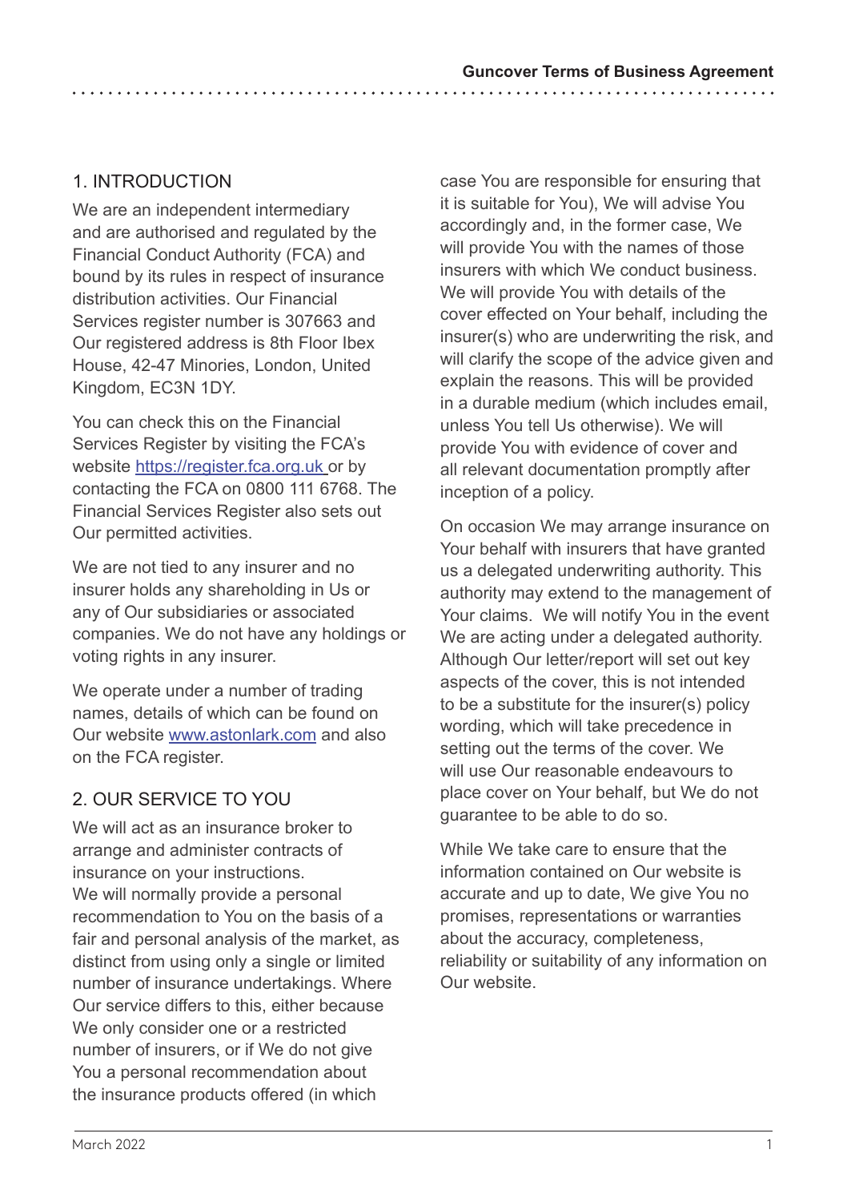## 1. INTRODUCTION

We are an independent intermediary and are authorised and regulated by the Financial Conduct Authority (FCA) and bound by its rules in respect of insurance distribution activities. Our Financial Services register number is 307663 and Our registered address is 8th Floor Ibex House, 42-47 Minories, London, United Kingdom, EC3N 1DY.

You can check this on the Financial Services Register by visiting the FCA's website https://register.fca.org.uk or by contacting the FCA on 0800 111 6768. The Financial Services Register also sets out Our permitted activities.

We are not tied to any insurer and no insurer holds any shareholding in Us or any of Our subsidiaries or associated companies. We do not have any holdings or voting rights in any insurer.

We operate under a number of trading names, details of which can be found on Our website www.astonlark.com and also on the FCA register.

## 2. OUR SERVICE TO YOU

We will act as an insurance broker to arrange and administer contracts of insurance on your instructions.
We will normally provide a personal recommendation to You on the basis of a fair and personal analysis of the market, as distinct from using only a single or limited number of insurance undertakings. Where Our service differs to this, either because We only consider one or a restricted number of insurers, or if We do not give You a personal recommendation about the insurance products offered (in which case You are responsible for ensuring that it is suitable for You), We will advise You accordingly and, in the former case, We will provide You with the names of those insurers with which We conduct business. We will provide You with details of the cover effected on Your behalf, including the insurer(s) who are underwriting the risk, and will clarify the scope of the advice given and explain the reasons. This will be provided in a durable medium (which includes email, unless You tell Us otherwise). We will provide You with evidence of cover and all relevant documentation promptly after inception of a policy.

On occasion We may arrange insurance on Your behalf with insurers that have granted us a delegated underwriting authority. This authority may extend to the management of Your claims. We will notify You in the event We are acting under a delegated authority. Although Our letter/report will set out key aspects of the cover, this is not intended to be a substitute for the insurer(s) policy wording, which will take precedence in setting out the terms of the cover. We will use Our reasonable endeavours to place cover on Your behalf, but We do not guarantee to be able to do so.

While We take care to ensure that the information contained on Our website is accurate and up to date, We give You no promises, representations or warranties about the accuracy, completeness, reliability or suitability of any information on Our website.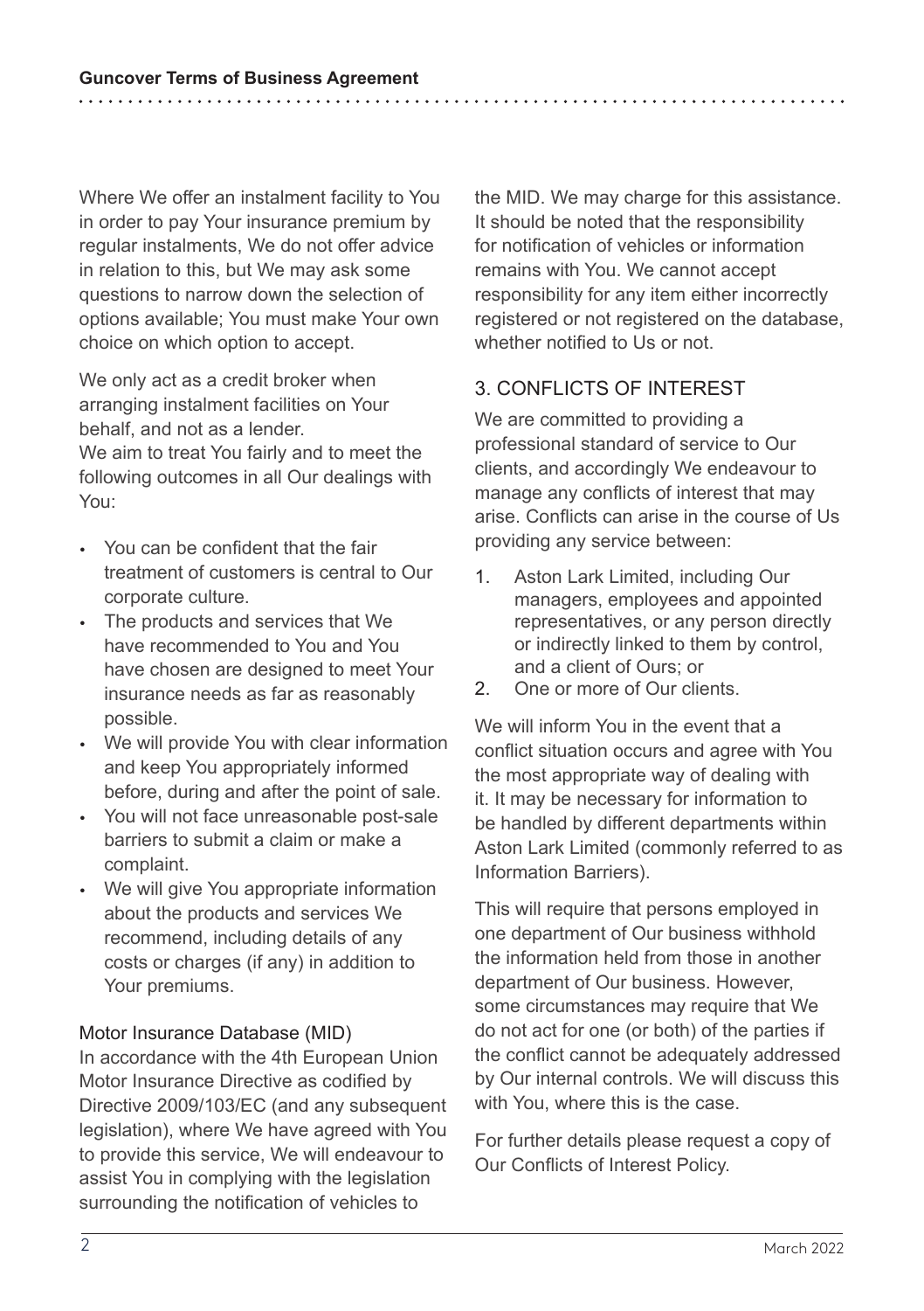Where We offer an instalment facility to You in order to pay Your insurance premium by regular instalments, We do not offer advice in relation to this, but We may ask some questions to narrow down the selection of options available; You must make Your own choice on which option to accept.

We only act as a credit broker when arranging instalment facilities on Your behalf, and not as a lender.
We aim to treat You fairly and to meet the following outcomes in all Our dealings with You:

- You can be confident that the fair treatment of customers is central to Our corporate culture.
- The products and services that We have recommended to You and You have chosen are designed to meet Your insurance needs as far as reasonably possible.
- We will provide You with clear information and keep You appropriately informed before, during and after the point of sale.
- You will not face unreasonable post-sale barriers to submit a claim or make a complaint.
- We will give You appropriate information about the products and services We recommend, including details of any costs or charges (if any) in addition to Your premiums.

### Motor Insurance Database (MID)

In accordance with the 4th European Union Motor Insurance Directive as codified by Directive 2009/103/EC (and any subsequent legislation), where We have agreed with You to provide this service, We will endeavour to assist You in complying with the legislation surrounding the notification of vehicles to the MID. We may charge for this assistance. It should be noted that the responsibility for notification of vehicles or information remains with You. We cannot accept responsibility for any item either incorrectly registered or not registered on the database, whether notified to Us or not.

## 3. CONFLICTS OF INTEREST

We are committed to providing a professional standard of service to Our clients, and accordingly We endeavour to manage any conflicts of interest that may arise. Conflicts can arise in the course of Us providing any service between:

1. Aston Lark Limited, including Our managers, employees and appointed representatives, or any person directly or indirectly linked to them by control, and a client of Ours; or
2. One or more of Our clients.

We will inform You in the event that a conflict situation occurs and agree with You the most appropriate way of dealing with it. It may be necessary for information to be handled by different departments within Aston Lark Limited (commonly referred to as Information Barriers).

This will require that persons employed in one department of Our business withhold the information held from those in another department of Our business. However, some circumstances may require that We do not act for one (or both) of the parties if the conflict cannot be adequately addressed by Our internal controls. We will discuss this with You, where this is the case.

For further details please request a copy of Our Conflicts of Interest Policy.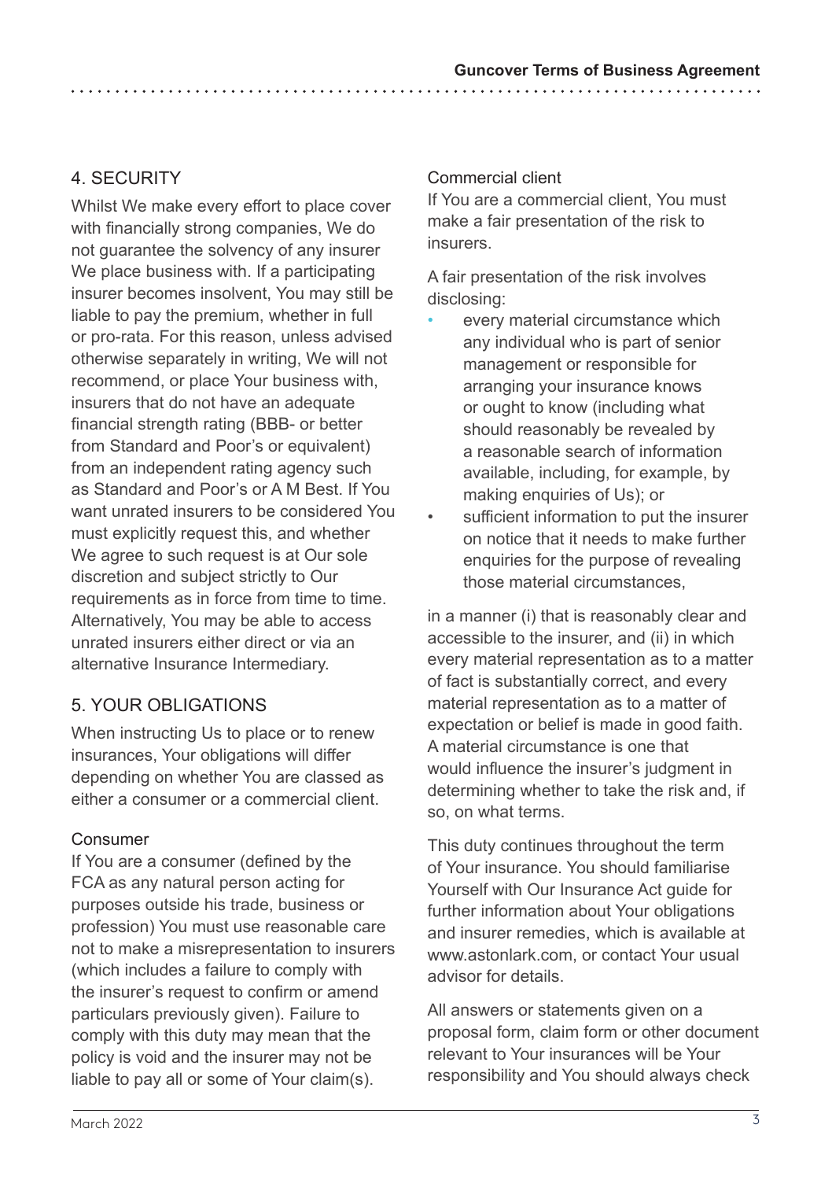## 4. SECURITY

Whilst We make every effort to place cover with financially strong companies, We do not guarantee the solvency of any insurer We place business with. If a participating insurer becomes insolvent, You may still be liable to pay the premium, whether in full or pro-rata. For this reason, unless advised otherwise separately in writing, We will not recommend, or place Your business with, insurers that do not have an adequate financial strength rating (BBB- or better from Standard and Poor's or equivalent) from an independent rating agency such as Standard and Poor's or A M Best. If You want unrated insurers to be considered You must explicitly request this, and whether We agree to such request is at Our sole discretion and subject strictly to Our requirements as in force from time to time. Alternatively, You may be able to access unrated insurers either direct or via an alternative Insurance Intermediary.

## 5. YOUR OBLIGATIONS

When instructing Us to place or to renew insurances, Your obligations will differ depending on whether You are classed as either a consumer or a commercial client.

### Consumer

If You are a consumer (defined by the FCA as any natural person acting for purposes outside his trade, business or profession) You must use reasonable care not to make a misrepresentation to insurers (which includes a failure to comply with the insurer's request to confirm or amend particulars previously given). Failure to comply with this duty may mean that the policy is void and the insurer may not be liable to pay all or some of Your claim(s).

### Commercial client

If You are a commercial client, You must make a fair presentation of the risk to insurers.

A fair presentation of the risk involves disclosing:

- every material circumstance which any individual who is part of senior management or responsible for arranging your insurance knows or ought to know (including what should reasonably be revealed by a reasonable search of information available, including, for example, by making enquiries of Us); or
- sufficient information to put the insurer on notice that it needs to make further enquiries for the purpose of revealing those material circumstances,

in a manner (i) that is reasonably clear and accessible to the insurer, and (ii) in which every material representation as to a matter of fact is substantially correct, and every material representation as to a matter of expectation or belief is made in good faith. A material circumstance is one that would influence the insurer's judgment in determining whether to take the risk and, if so, on what terms.

This duty continues throughout the term of Your insurance. You should familiarise Yourself with Our Insurance Act guide for further information about Your obligations and insurer remedies, which is available at www.astonlark.com, or contact Your usual advisor for details.

All answers or statements given on a proposal form, claim form or other document relevant to Your insurances will be Your responsibility and You should always check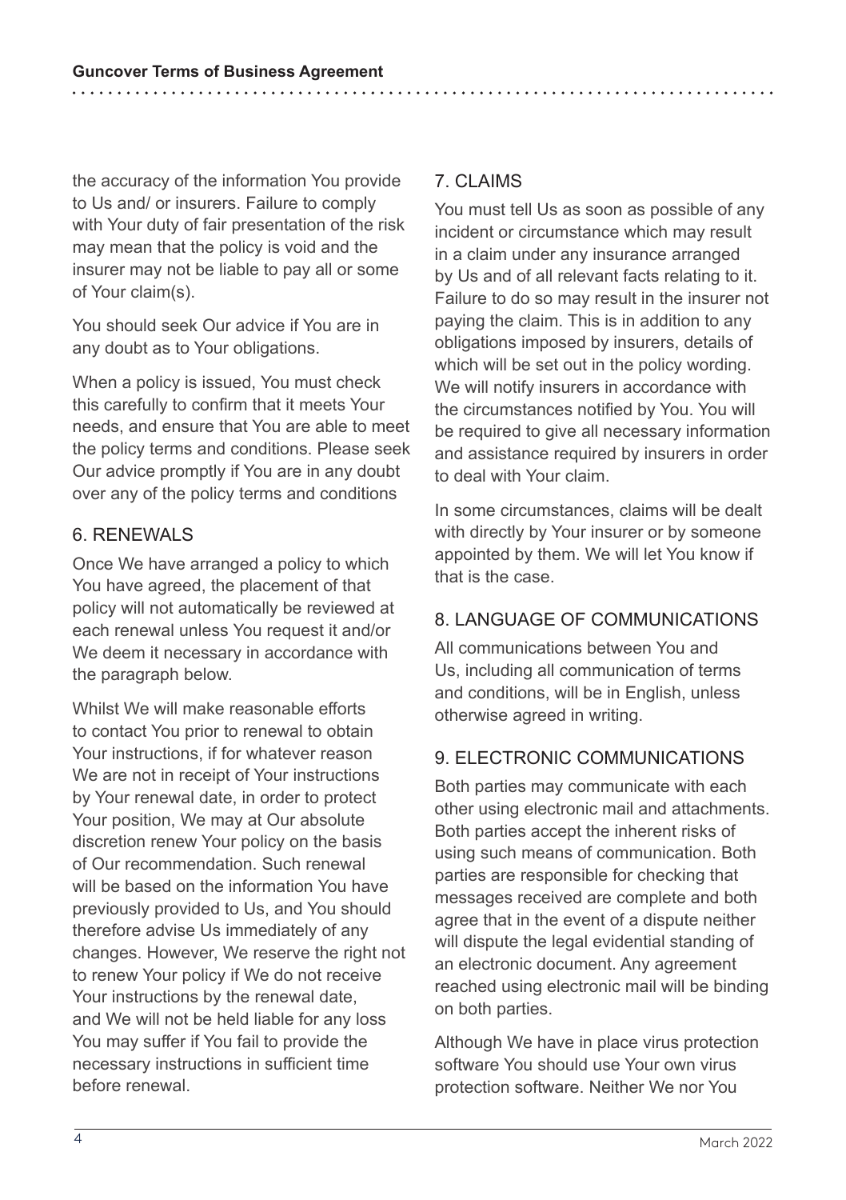the accuracy of the information You provide to Us and/ or insurers. Failure to comply with Your duty of fair presentation of the risk may mean that the policy is void and the insurer may not be liable to pay all or some of Your claim(s).

You should seek Our advice if You are in any doubt as to Your obligations.

When a policy is issued, You must check this carefully to confirm that it meets Your needs, and ensure that You are able to meet the policy terms and conditions. Please seek Our advice promptly if You are in any doubt over any of the policy terms and conditions

## 6. RENEWALS

Once We have arranged a policy to which You have agreed, the placement of that policy will not automatically be reviewed at each renewal unless You request it and/or We deem it necessary in accordance with the paragraph below.

Whilst We will make reasonable efforts to contact You prior to renewal to obtain Your instructions, if for whatever reason We are not in receipt of Your instructions by Your renewal date, in order to protect Your position, We may at Our absolute discretion renew Your policy on the basis of Our recommendation. Such renewal will be based on the information You have previously provided to Us, and You should therefore advise Us immediately of any changes. However, We reserve the right not to renew Your policy if We do not receive Your instructions by the renewal date, and We will not be held liable for any loss You may suffer if You fail to provide the necessary instructions in sufficient time before renewal.

## 7. CLAIMS

You must tell Us as soon as possible of any incident or circumstance which may result in a claim under any insurance arranged by Us and of all relevant facts relating to it. Failure to do so may result in the insurer not paying the claim. This is in addition to any obligations imposed by insurers, details of which will be set out in the policy wording. We will notify insurers in accordance with the circumstances notified by You. You will be required to give all necessary information and assistance required by insurers in order to deal with Your claim.

In some circumstances, claims will be dealt with directly by Your insurer or by someone appointed by them. We will let You know if that is the case.

## 8. LANGUAGE OF COMMUNICATIONS

All communications between You and Us, including all communication of terms and conditions, will be in English, unless otherwise agreed in writing.

## 9. ELECTRONIC COMMUNICATIONS

Both parties may communicate with each other using electronic mail and attachments. Both parties accept the inherent risks of using such means of communication. Both parties are responsible for checking that messages received are complete and both agree that in the event of a dispute neither will dispute the legal evidential standing of an electronic document. Any agreement reached using electronic mail will be binding on both parties.

Although We have in place virus protection software You should use Your own virus protection software. Neither We nor You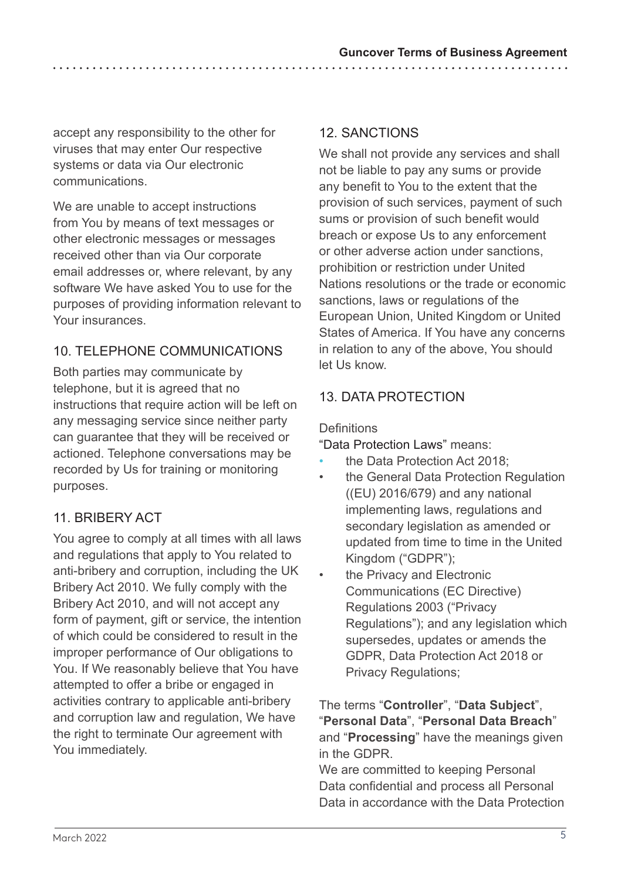accept any responsibility to the other for viruses that may enter Our respective systems or data via Our electronic communications.

We are unable to accept instructions from You by means of text messages or other electronic messages or messages received other than via Our corporate email addresses or, where relevant, by any software We have asked You to use for the purposes of providing information relevant to Your insurances.

## 10. TELEPHONE COMMUNICATIONS

Both parties may communicate by telephone, but it is agreed that no instructions that require action will be left on any messaging service since neither party can guarantee that they will be received or actioned. Telephone conversations may be recorded by Us for training or monitoring purposes.

## 11. BRIBERY ACT

You agree to comply at all times with all laws and regulations that apply to You related to anti-bribery and corruption, including the UK Bribery Act 2010. We fully comply with the Bribery Act 2010, and will not accept any form of payment, gift or service, the intention of which could be considered to result in the improper performance of Our obligations to You. If We reasonably believe that You have attempted to offer a bribe or engaged in activities contrary to applicable anti-bribery and corruption law and regulation, We have the right to terminate Our agreement with You immediately.

## 12. SANCTIONS

We shall not provide any services and shall not be liable to pay any sums or provide any benefit to You to the extent that the provision of such services, payment of such sums or provision of such benefit would breach or expose Us to any enforcement or other adverse action under sanctions, prohibition or restriction under United Nations resolutions or the trade or economic sanctions, laws or regulations of the European Union, United Kingdom or United States of America. If You have any concerns in relation to any of the above, You should let Us know.

## 13. DATA PROTECTION

Definitions

"Data Protection Laws" means:

- the Data Protection Act 2018;
- the General Data Protection Regulation ((EU) 2016/679) and any national implementing laws, regulations and secondary legislation as amended or updated from time to time in the United Kingdom ("GDPR");
- the Privacy and Electronic Communications (EC Directive) Regulations 2003 ("Privacy Regulations"); and any legislation which supersedes, updates or amends the GDPR, Data Protection Act 2018 or Privacy Regulations;

The terms "**Controller**", "**Data Subject**", "**Personal Data**", "**Personal Data Breach**" and "**Processing**" have the meanings given in the GDPR.

We are committed to keeping Personal Data confidential and process all Personal Data in accordance with the Data Protection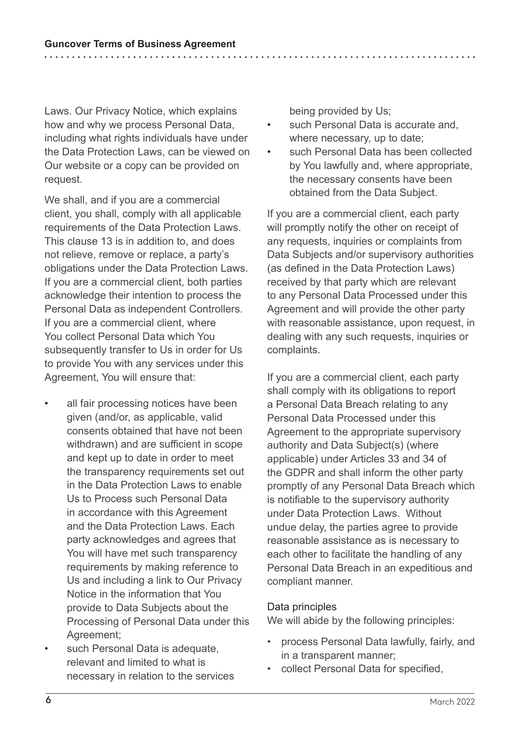Laws. Our Privacy Notice, which explains how and why we process Personal Data, including what rights individuals have under the Data Protection Laws, can be viewed on Our website or a copy can be provided on request.

We shall, and if you are a commercial client, you shall, comply with all applicable requirements of the Data Protection Laws. This clause 13 is in addition to, and does not relieve, remove or replace, a party's obligations under the Data Protection Laws. If you are a commercial client, both parties acknowledge their intention to process the Personal Data as independent Controllers. If you are a commercial client, where You collect Personal Data which You subsequently transfer to Us in order for Us to provide You with any services under this Agreement, You will ensure that:

- all fair processing notices have been given (and/or, as applicable, valid consents obtained that have not been withdrawn) and are sufficient in scope and kept up to date in order to meet the transparency requirements set out in the Data Protection Laws to enable Us to Process such Personal Data in accordance with this Agreement and the Data Protection Laws. Each party acknowledges and agrees that You will have met such transparency requirements by making reference to Us and including a link to Our Privacy Notice in the information that You provide to Data Subjects about the Processing of Personal Data under this Agreement;
- such Personal Data is adequate, relevant and limited to what is necessary in relation to the services being provided by Us;
- such Personal Data is accurate and, where necessary, up to date;
- such Personal Data has been collected by You lawfully and, where appropriate, the necessary consents have been obtained from the Data Subject.

If you are a commercial client, each party will promptly notify the other on receipt of any requests, inquiries or complaints from Data Subjects and/or supervisory authorities (as defined in the Data Protection Laws) received by that party which are relevant to any Personal Data Processed under this Agreement and will provide the other party with reasonable assistance, upon request, in dealing with any such requests, inquiries or complaints.

If you are a commercial client, each party shall comply with its obligations to report a Personal Data Breach relating to any Personal Data Processed under this Agreement to the appropriate supervisory authority and Data Subject(s) (where applicable) under Articles 33 and 34 of the GDPR and shall inform the other party promptly of any Personal Data Breach which is notifiable to the supervisory authority under Data Protection Laws. Without undue delay, the parties agree to provide reasonable assistance as is necessary to each other to facilitate the handling of any Personal Data Breach in an expeditious and compliant manner.

Data principles

We will abide by the following principles:

- process Personal Data lawfully, fairly, and in a transparent manner;
- collect Personal Data for specified,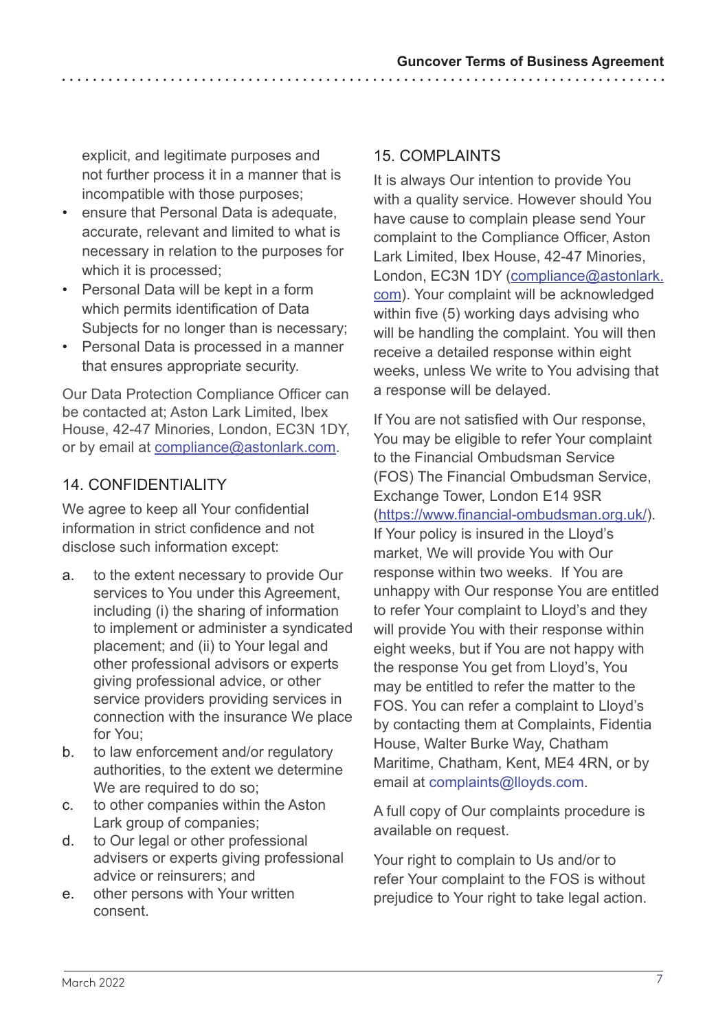explicit, and legitimate purposes and not further process it in a manner that is incompatible with those purposes;

- ensure that Personal Data is adequate, accurate, relevant and limited to what is necessary in relation to the purposes for which it is processed;
- Personal Data will be kept in a form which permits identification of Data Subjects for no longer than is necessary;
- Personal Data is processed in a manner that ensures appropriate security.

Our Data Protection Compliance Officer can be contacted at; Aston Lark Limited, Ibex House, 42-47 Minories, London, EC3N 1DY, or by email at compliance@astonlark.com.

## 14. CONFIDENTIALITY

We agree to keep all Your confidential information in strict confidence and not disclose such information except:

a. to the extent necessary to provide Our services to You under this Agreement, including (i) the sharing of information to implement or administer a syndicated placement; and (ii) to Your legal and other professional advisors or experts giving professional advice, or other service providers providing services in connection with the insurance We place for You;

b. to law enforcement and/or regulatory authorities, to the extent we determine We are required to do so;

c. to other companies within the Aston Lark group of companies;

d. to Our legal or other professional advisers or experts giving professional advice or reinsurers; and

e. other persons with Your written consent.

## 15. COMPLAINTS

It is always Our intention to provide You with a quality service. However should You have cause to complain please send Your complaint to the Compliance Officer, Aston Lark Limited, Ibex House, 42-47 Minories, London, EC3N 1DY (compliance@astonlark.com). Your complaint will be acknowledged within five (5) working days advising who will be handling the complaint. You will then receive a detailed response within eight weeks, unless We write to You advising that a response will be delayed.

If You are not satisfied with Our response, You may be eligible to refer Your complaint to the Financial Ombudsman Service (FOS) The Financial Ombudsman Service, Exchange Tower, London E14 9SR (https://www.financial-ombudsman.org.uk/). If Your policy is insured in the Lloyd's market, We will provide You with Our response within two weeks. If You are unhappy with Our response You are entitled to refer Your complaint to Lloyd's and they will provide You with their response within eight weeks, but if You are not happy with the response You get from Lloyd's, You may be entitled to refer the matter to the FOS. You can refer a complaint to Lloyd's by contacting them at Complaints, Fidentia House, Walter Burke Way, Chatham Maritime, Chatham, Kent, ME4 4RN, or by email at complaints@lloyds.com.

A full copy of Our complaints procedure is available on request.

Your right to complain to Us and/or to refer Your complaint to the FOS is without prejudice to Your right to take legal action.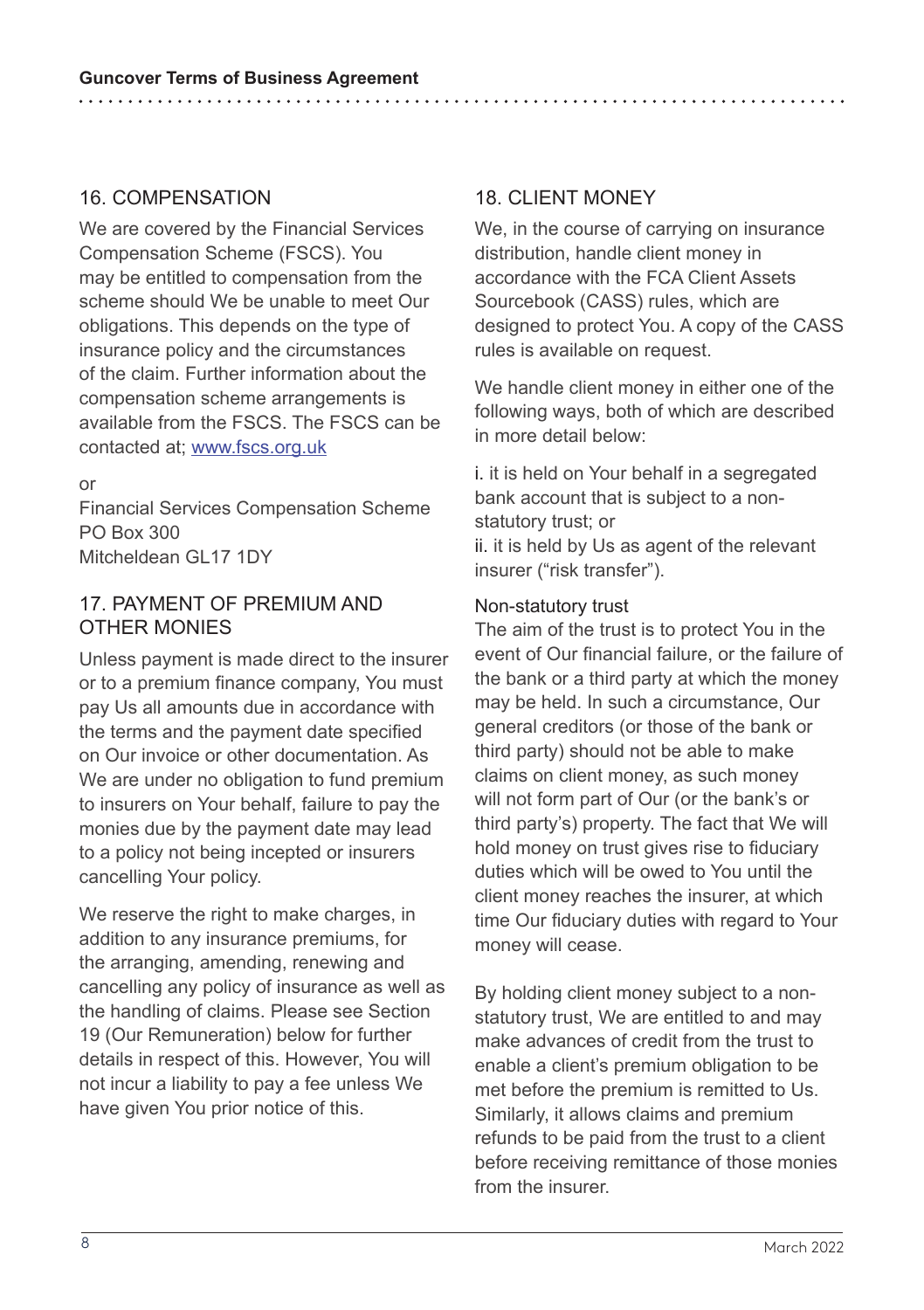## 16. COMPENSATION

We are covered by the Financial Services Compensation Scheme (FSCS). You may be entitled to compensation from the scheme should We be unable to meet Our obligations. This depends on the type of insurance policy and the circumstances of the claim. Further information about the compensation scheme arrangements is available from the FSCS. The FSCS can be contacted at; www.fscs.org.uk

or

Financial Services Compensation Scheme
PO Box 300
Mitcheldean GL17 1DY

## 17. PAYMENT OF PREMIUM AND OTHER MONIES

Unless payment is made direct to the insurer or to a premium finance company, You must pay Us all amounts due in accordance with the terms and the payment date specified on Our invoice or other documentation. As We are under no obligation to fund premium to insurers on Your behalf, failure to pay the monies due by the payment date may lead to a policy not being incepted or insurers cancelling Your policy.

We reserve the right to make charges, in addition to any insurance premiums, for the arranging, amending, renewing and cancelling any policy of insurance as well as the handling of claims. Please see Section 19 (Our Remuneration) below for further details in respect of this. However, You will not incur a liability to pay a fee unless We have given You prior notice of this.

## 18. CLIENT MONEY

We, in the course of carrying on insurance distribution, handle client money in accordance with the FCA Client Assets Sourcebook (CASS) rules, which are designed to protect You. A copy of the CASS rules is available on request.

We handle client money in either one of the following ways, both of which are described in more detail below:

i. it is held on Your behalf in a segregated bank account that is subject to a non-statutory trust; or
ii. it is held by Us as agent of the relevant insurer ("risk transfer").

### Non-statutory trust

The aim of the trust is to protect You in the event of Our financial failure, or the failure of the bank or a third party at which the money may be held. In such a circumstance, Our general creditors (or those of the bank or third party) should not be able to make claims on client money, as such money will not form part of Our (or the bank's or third party's) property. The fact that We will hold money on trust gives rise to fiduciary duties which will be owed to You until the client money reaches the insurer, at which time Our fiduciary duties with regard to Your money will cease.

By holding client money subject to a non-statutory trust, We are entitled to and may make advances of credit from the trust to enable a client's premium obligation to be met before the premium is remitted to Us. Similarly, it allows claims and premium refunds to be paid from the trust to a client before receiving remittance of those monies from the insurer.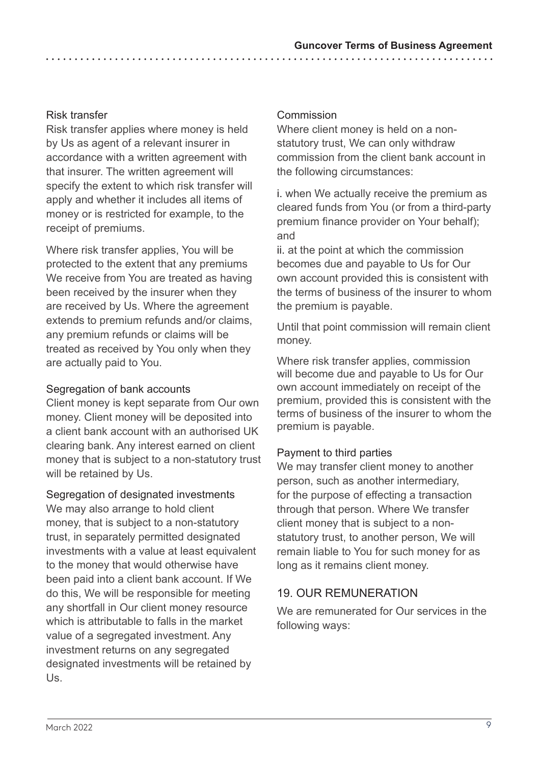### Risk transfer

Risk transfer applies where money is held by Us as agent of a relevant insurer in accordance with a written agreement with that insurer. The written agreement will specify the extent to which risk transfer will apply and whether it includes all items of money or is restricted for example, to the receipt of premiums.

Where risk transfer applies, You will be protected to the extent that any premiums We receive from You are treated as having been received by the insurer when they are received by Us. Where the agreement extends to premium refunds and/or claims, any premium refunds or claims will be treated as received by You only when they are actually paid to You.

### Segregation of bank accounts

Client money is kept separate from Our own money. Client money will be deposited into a client bank account with an authorised UK clearing bank. Any interest earned on client money that is subject to a non-statutory trust will be retained by Us.

### Segregation of designated investments

We may also arrange to hold client money, that is subject to a non-statutory trust, in separately permitted designated investments with a value at least equivalent to the money that would otherwise have been paid into a client bank account. If We do this, We will be responsible for meeting any shortfall in Our client money resource which is attributable to falls in the market value of a segregated investment. Any investment returns on any segregated designated investments will be retained by Us.

### Commission

Where client money is held on a non-statutory trust, We can only withdraw commission from the client bank account in the following circumstances:

i. when We actually receive the premium as cleared funds from You (or from a third-party premium finance provider on Your behalf); and

ii. at the point at which the commission becomes due and payable to Us for Our own account provided this is consistent with the terms of business of the insurer to whom the premium is payable.

Until that point commission will remain client money.

Where risk transfer applies, commission will become due and payable to Us for Our own account immediately on receipt of the premium, provided this is consistent with the terms of business of the insurer to whom the premium is payable.

### Payment to third parties

We may transfer client money to another person, such as another intermediary, for the purpose of effecting a transaction through that person. Where We transfer client money that is subject to a non-statutory trust, to another person, We will remain liable to You for such money for as long as it remains client money.

## 19. OUR REMUNERATION

We are remunerated for Our services in the following ways: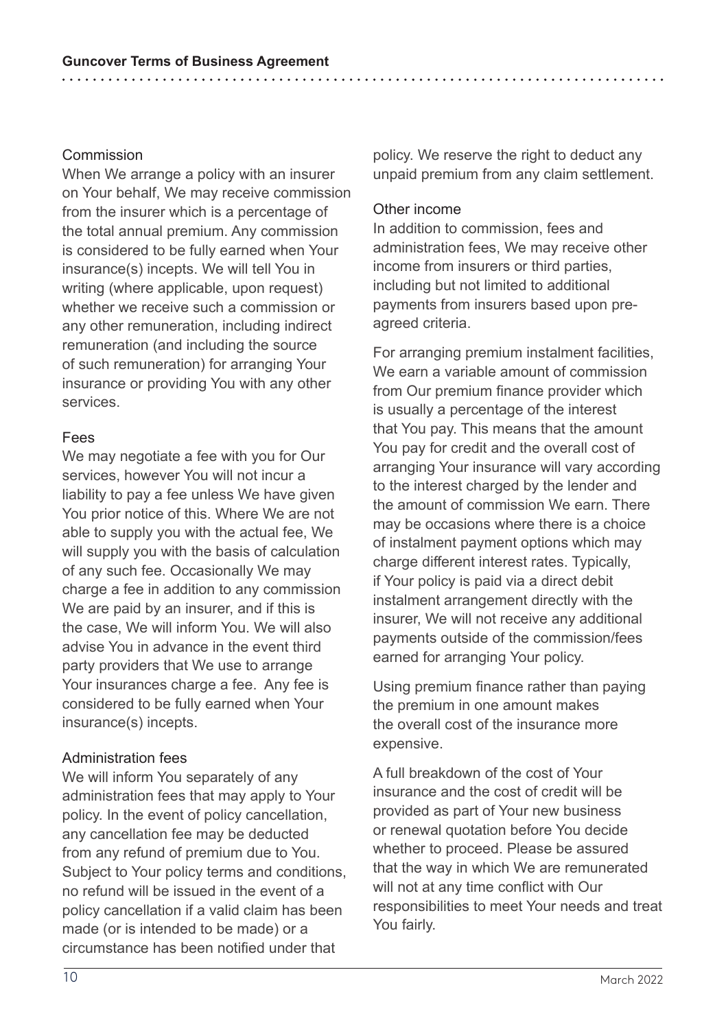### Commission

When We arrange a policy with an insurer on Your behalf, We may receive commission from the insurer which is a percentage of the total annual premium. Any commission is considered to be fully earned when Your insurance(s) incepts. We will tell You in writing (where applicable, upon request) whether we receive such a commission or any other remuneration, including indirect remuneration (and including the source of such remuneration) for arranging Your insurance or providing You with any other services.

### Fees

We may negotiate a fee with you for Our services, however You will not incur a liability to pay a fee unless We have given You prior notice of this. Where We are not able to supply you with the actual fee, We will supply you with the basis of calculation of any such fee. Occasionally We may charge a fee in addition to any commission We are paid by an insurer, and if this is the case, We will inform You. We will also advise You in advance in the event third party providers that We use to arrange Your insurances charge a fee. Any fee is considered to be fully earned when Your insurance(s) incepts.

### Administration fees

We will inform You separately of any administration fees that may apply to Your policy. In the event of policy cancellation, any cancellation fee may be deducted from any refund of premium due to You. Subject to Your policy terms and conditions, no refund will be issued in the event of a policy cancellation if a valid claim has been made (or is intended to be made) or a circumstance has been notified under that policy. We reserve the right to deduct any unpaid premium from any claim settlement.

### Other income

In addition to commission, fees and administration fees, We may receive other income from insurers or third parties, including but not limited to additional payments from insurers based upon pre-agreed criteria.

For arranging premium instalment facilities, We earn a variable amount of commission from Our premium finance provider which is usually a percentage of the interest that You pay. This means that the amount You pay for credit and the overall cost of arranging Your insurance will vary according to the interest charged by the lender and the amount of commission We earn. There may be occasions where there is a choice of instalment payment options which may charge different interest rates. Typically, if Your policy is paid via a direct debit instalment arrangement directly with the insurer, We will not receive any additional payments outside of the commission/fees earned for arranging Your policy.

Using premium finance rather than paying the premium in one amount makes the overall cost of the insurance more expensive.

A full breakdown of the cost of Your insurance and the cost of credit will be provided as part of Your new business or renewal quotation before You decide whether to proceed. Please be assured that the way in which We are remunerated will not at any time conflict with Our responsibilities to meet Your needs and treat You fairly.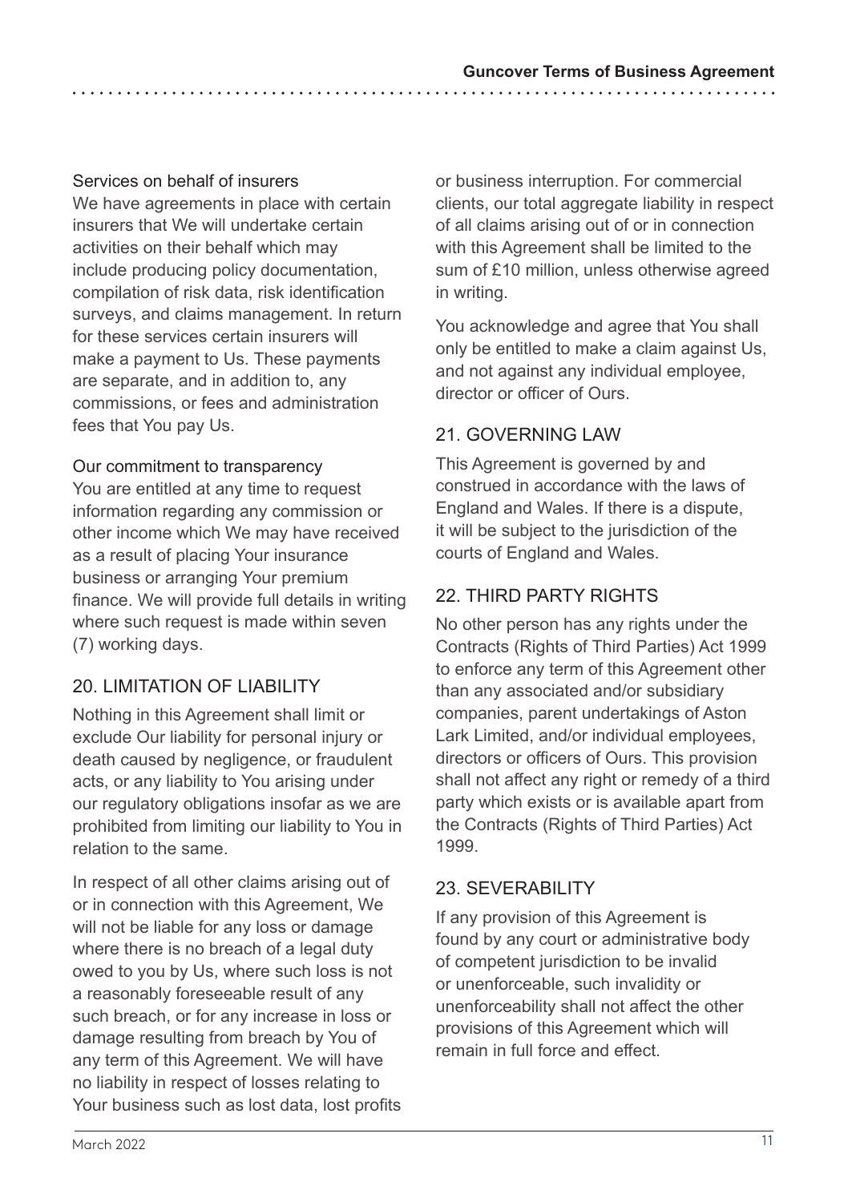### Services on behalf of insurers

We have agreements in place with certain insurers that We will undertake certain activities on their behalf which may include producing policy documentation, compilation of risk data, risk identification surveys, and claims management. In return for these services certain insurers will make a payment to Us. These payments are separate, and in addition to, any commissions, or fees and administration fees that You pay Us.

### Our commitment to transparency

You are entitled at any time to request information regarding any commission or other income which We may have received as a result of placing Your insurance business or arranging Your premium finance. We will provide full details in writing where such request is made within seven (7) working days.

## 20. LIMITATION OF LIABILITY

Nothing in this Agreement shall limit or exclude Our liability for personal injury or death caused by negligence, or fraudulent acts, or any liability to You arising under our regulatory obligations insofar as we are prohibited from limiting our liability to You in relation to the same.

In respect of all other claims arising out of or in connection with this Agreement, We will not be liable for any loss or damage where there is no breach of a legal duty owed to you by Us, where such loss is not a reasonably foreseeable result of any such breach, or for any increase in loss or damage resulting from breach by You of any term of this Agreement. We will have no liability in respect of losses relating to Your business such as lost data, lost profits or business interruption. For commercial clients, our total aggregate liability in respect of all claims arising out of or in connection with this Agreement shall be limited to the sum of £10 million, unless otherwise agreed in writing.

You acknowledge and agree that You shall only be entitled to make a claim against Us, and not against any individual employee, director or officer of Ours.

## 21. GOVERNING LAW

This Agreement is governed by and construed in accordance with the laws of England and Wales. If there is a dispute, it will be subject to the jurisdiction of the courts of England and Wales.

## 22. THIRD PARTY RIGHTS

No other person has any rights under the Contracts (Rights of Third Parties) Act 1999 to enforce any term of this Agreement other than any associated and/or subsidiary companies, parent undertakings of Aston Lark Limited, and/or individual employees, directors or officers of Ours. This provision shall not affect any right or remedy of a third party which exists or is available apart from the Contracts (Rights of Third Parties) Act 1999.

## 23. SEVERABILITY

If any provision of this Agreement is found by any court or administrative body of competent jurisdiction to be invalid or unenforceable, such invalidity or unenforceability shall not affect the other provisions of this Agreement which will remain in full force and effect.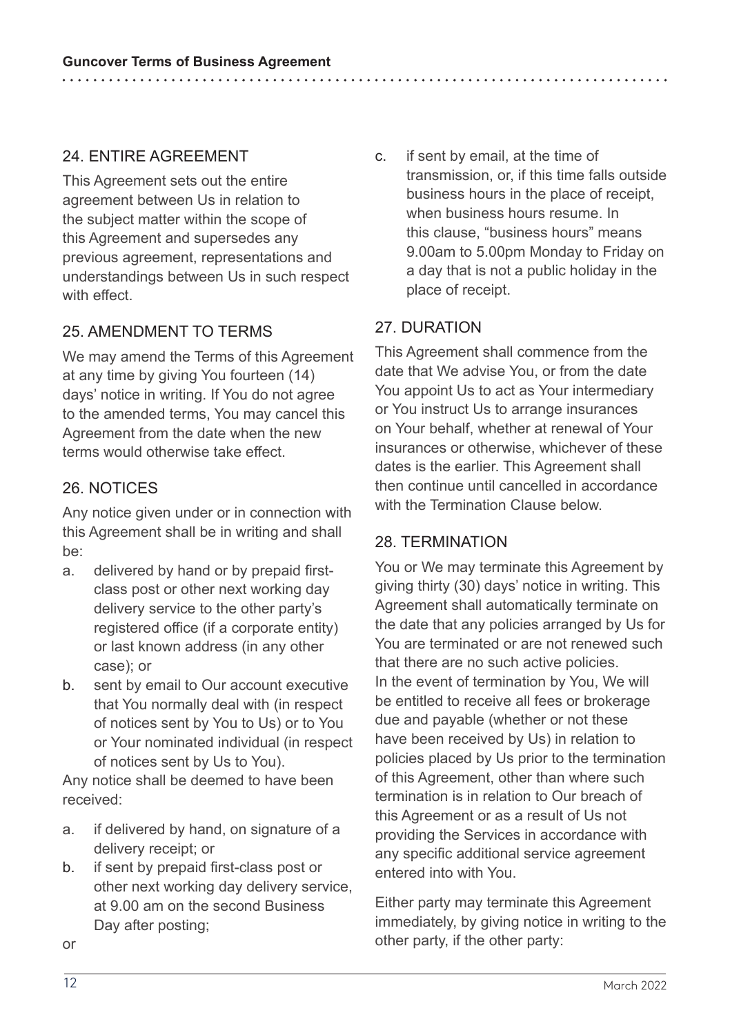## 24. ENTIRE AGREEMENT

This Agreement sets out the entire agreement between Us in relation to the subject matter within the scope of this Agreement and supersedes any previous agreement, representations and understandings between Us in such respect with effect.

## 25. AMENDMENT TO TERMS

We may amend the Terms of this Agreement at any time by giving You fourteen (14) days' notice in writing. If You do not agree to the amended terms, You may cancel this Agreement from the date when the new terms would otherwise take effect.

## 26. NOTICES

Any notice given under or in connection with this Agreement shall be in writing and shall be:

a. delivered by hand or by prepaid first-class post or other next working day delivery service to the other party's registered office (if a corporate entity) or last known address (in any other case); or
b. sent by email to Our account executive that You normally deal with (in respect of notices sent by You to Us) or to You or Your nominated individual (in respect of notices sent by Us to You).

Any notice shall be deemed to have been received:

a. if delivered by hand, on signature of a delivery receipt; or
b. if sent by prepaid first-class post or other next working day delivery service, at 9.00 am on the second Business Day after posting;

or

c. if sent by email, at the time of transmission, or, if this time falls outside business hours in the place of receipt, when business hours resume. In this clause, "business hours" means 9.00am to 5.00pm Monday to Friday on a day that is not a public holiday in the place of receipt.

## 27. DURATION

This Agreement shall commence from the date that We advise You, or from the date You appoint Us to act as Your intermediary or You instruct Us to arrange insurances on Your behalf, whether at renewal of Your insurances or otherwise, whichever of these dates is the earlier. This Agreement shall then continue until cancelled in accordance with the Termination Clause below.

## 28. TERMINATION

You or We may terminate this Agreement by giving thirty (30) days' notice in writing. This Agreement shall automatically terminate on the date that any policies arranged by Us for You are terminated or are not renewed such that there are no such active policies. In the event of termination by You, We will be entitled to receive all fees or brokerage due and payable (whether or not these have been received by Us) in relation to policies placed by Us prior to the termination of this Agreement, other than where such termination is in relation to Our breach of this Agreement or as a result of Us not providing the Services in accordance with any specific additional service agreement entered into with You.

Either party may terminate this Agreement immediately, by giving notice in writing to the other party, if the other party: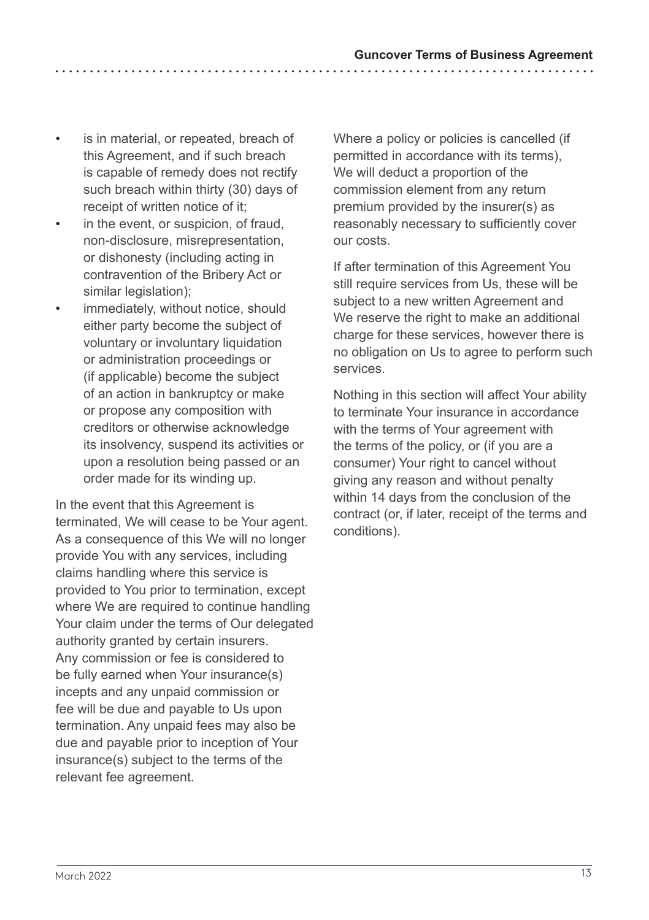- is in material, or repeated, breach of this Agreement, and if such breach is capable of remedy does not rectify such breach within thirty (30) days of receipt of written notice of it;
- in the event, or suspicion, of fraud, non-disclosure, misrepresentation, or dishonesty (including acting in contravention of the Bribery Act or similar legislation);
- immediately, without notice, should either party become the subject of voluntary or involuntary liquidation or administration proceedings or (if applicable) become the subject of an action in bankruptcy or make or propose any composition with creditors or otherwise acknowledge its insolvency, suspend its activities or upon a resolution being passed or an order made for its winding up.

In the event that this Agreement is terminated, We will cease to be Your agent. As a consequence of this We will no longer provide You with any services, including claims handling where this service is provided to You prior to termination, except where We are required to continue handling Your claim under the terms of Our delegated authority granted by certain insurers. Any commission or fee is considered to be fully earned when Your insurance(s) incepts and any unpaid commission or fee will be due and payable to Us upon termination. Any unpaid fees may also be due and payable prior to inception of Your insurance(s) subject to the terms of the relevant fee agreement.

Where a policy or policies is cancelled (if permitted in accordance with its terms), We will deduct a proportion of the commission element from any return premium provided by the insurer(s) as reasonably necessary to sufficiently cover our costs.

If after termination of this Agreement You still require services from Us, these will be subject to a new written Agreement and We reserve the right to make an additional charge for these services, however there is no obligation on Us to agree to perform such services.

Nothing in this section will affect Your ability to terminate Your insurance in accordance with the terms of Your agreement with the terms of the policy, or (if you are a consumer) Your right to cancel without giving any reason and without penalty within 14 days from the conclusion of the contract (or, if later, receipt of the terms and conditions).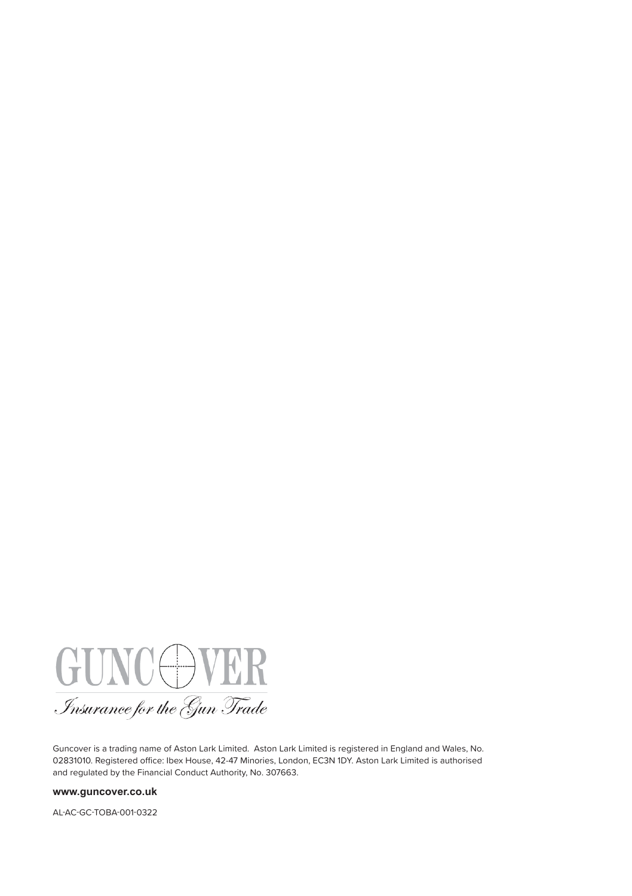GUNCOVER

*Insurance for the Gun Trade*

Guncover is a trading name of Aston Lark Limited. Aston Lark Limited is registered in England and Wales, No. 02831010. Registered office: Ibex House, 42-47 Minories, London, EC3N 1DY. Aston Lark Limited is authorised and regulated by the Financial Conduct Authority, No. 307663.

**www.guncover.co.uk**

AL-AC-GC-TOBA-001-0322